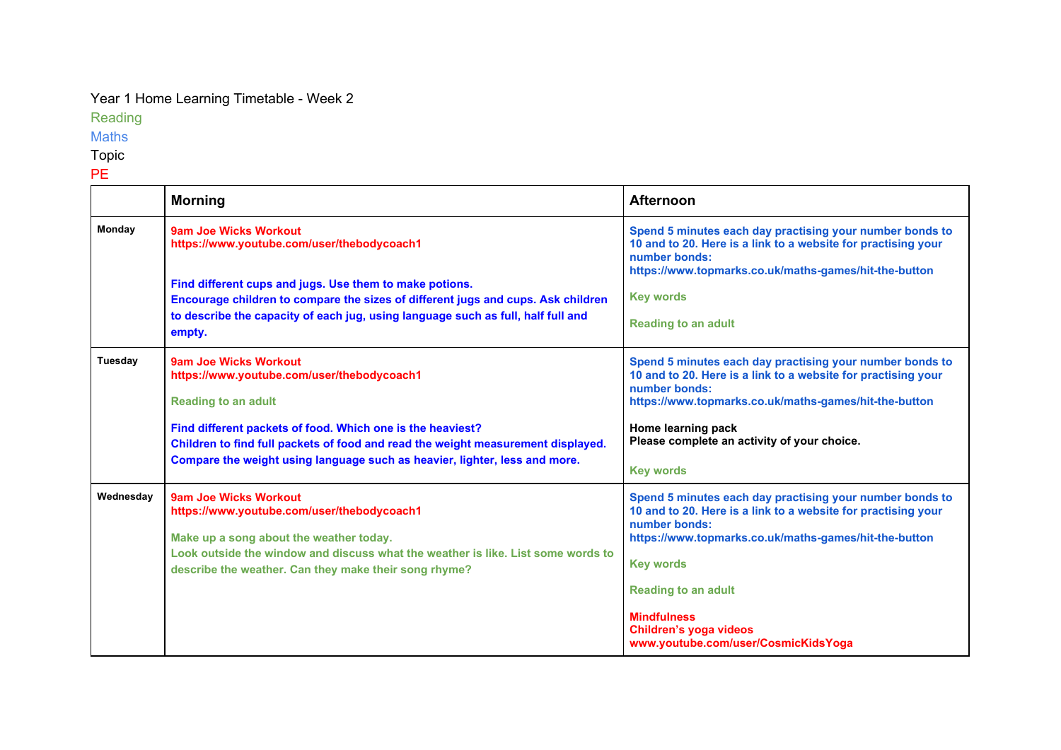Year 1 Home Learning Timetable - Week 2

Reading

Maths

Topic

PE

| | **Morning** | **Afternoon** |
|---|---|---|
| **Monday** | **9am Joe Wicks Workout**<br>**https://www.youtube.com/user/thebodycoach1**<br><br>**Find different cups and jugs. Use them to make potions.**<br>**Encourage children to compare the sizes of different jugs and cups. Ask children to describe the capacity of each jug, using language such as full, half full and empty.** | **Spend 5 minutes each day practising your number bonds to 10 and to 20. Here is a link to a website for practising your number bonds:**<br>**https://www.topmarks.co.uk/maths-games/hit-the-button**<br><br>**Key words**<br><br>**Reading to an adult** |
| **Tuesday** | **9am Joe Wicks Workout**<br>**https://www.youtube.com/user/thebodycoach1**<br><br>**Reading to an adult**<br><br>**Find different packets of food. Which one is the heaviest?**<br>**Children to find full packets of food and read the weight measurement displayed. Compare the weight using language such as heavier, lighter, less and more.** | **Spend 5 minutes each day practising your number bonds to 10 and to 20. Here is a link to a website for practising your number bonds:**<br>**https://www.topmarks.co.uk/maths-games/hit-the-button**<br><br>**Home learning pack**<br>**Please complete an activity of your choice.**<br><br>**Key words** |
| **Wednesday** | **9am Joe Wicks Workout**<br>**https://www.youtube.com/user/thebodycoach1**<br><br>**Make up a song about the weather today.**<br>**Look outside the window and discuss what the weather is like. List some words to describe the weather. Can they make their song rhyme?** | **Spend 5 minutes each day practising your number bonds to 10 and to 20. Here is a link to a website for practising your number bonds:**<br>**https://www.topmarks.co.uk/maths-games/hit-the-button**<br><br>**Key words**<br><br>**Reading to an adult**<br><br>**Mindfulness**<br>**Children's yoga videos**<br>**www.youtube.com/user/CosmicKidsYoga** |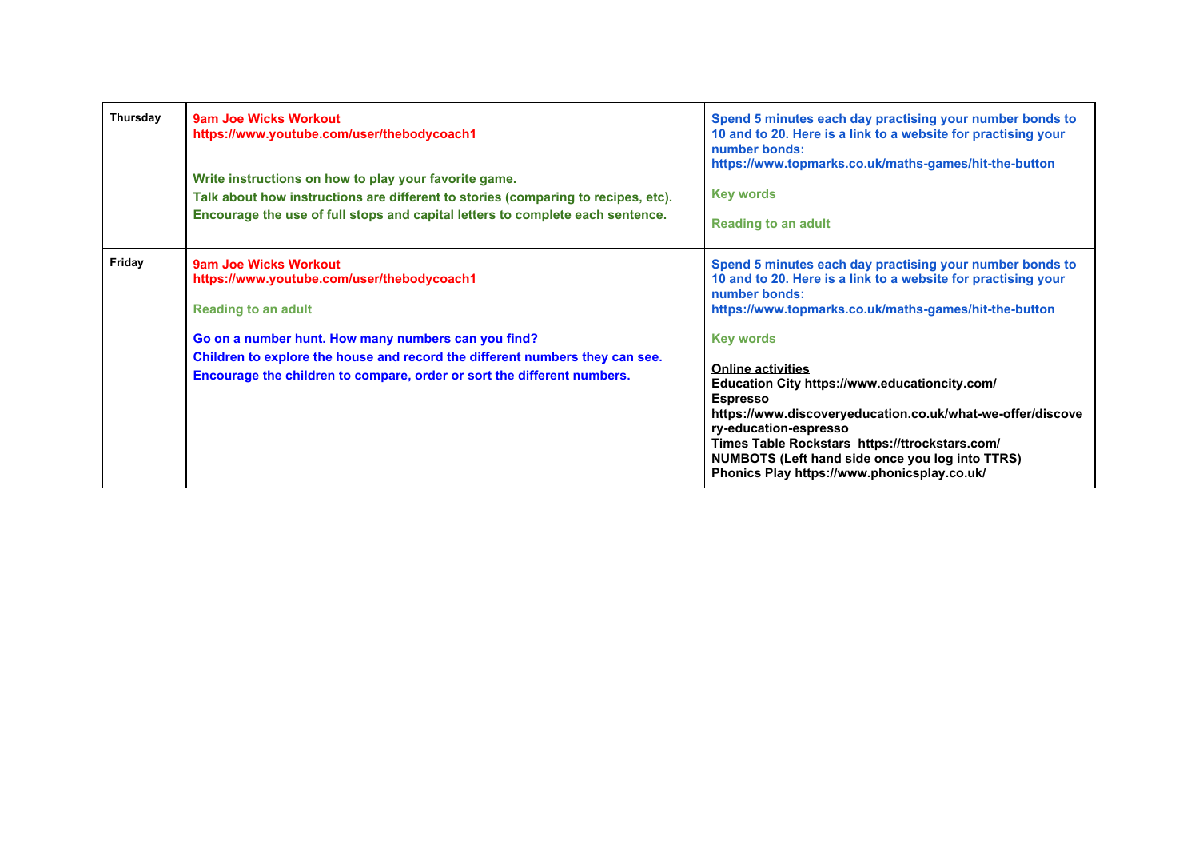| | | |
|---|---|---|
| **Thursday** | **9am Joe Wicks Workout**<br>**https://www.youtube.com/user/thebodycoach1**<br><br>**Write instructions on how to play your favorite game.**<br>**Talk about how instructions are different to stories (comparing to recipes, etc).**<br>**Encourage the use of full stops and capital letters to complete each sentence.** | **Spend 5 minutes each day practising your number bonds to 10 and to 20. Here is a link to a website for practising your number bonds:**<br>**https://www.topmarks.co.uk/maths-games/hit-the-button**<br><br>**Key words**<br><br>**Reading to an adult** |
| **Friday** | **9am Joe Wicks Workout**<br>**https://www.youtube.com/user/thebodycoach1**<br><br>**Reading to an adult**<br><br>**Go on a number hunt. How many numbers can you find?**<br>**Children to explore the house and record the different numbers they can see.**<br>**Encourage the children to compare, order or sort the different numbers.** | **Spend 5 minutes each day practising your number bonds to 10 and to 20. Here is a link to a website for practising your number bonds:**<br>**https://www.topmarks.co.uk/maths-games/hit-the-button**<br><br>**Key words**<br><br>**Online activities**<br>**Education City https://www.educationcity.com/**<br>**Espresso**<br>**https://www.discoveryeducation.co.uk/what-we-offer/discovery-education-espresso**<br>**Times Table Rockstars https://ttrockstars.com/**<br>**NUMBOTS (Left hand side once you log into TTRS)**<br>**Phonics Play https://www.phonicsplay.co.uk/** |